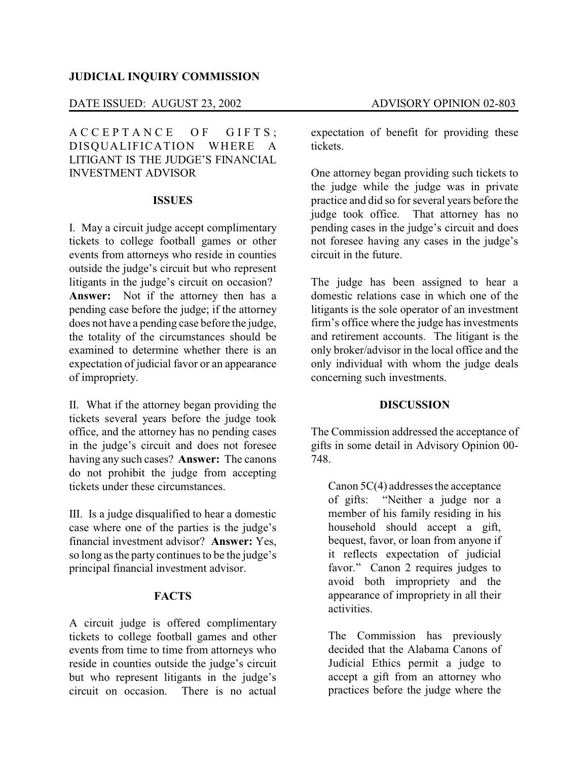**JUDICIAL INQUIRY COMMISSION**

DATE ISSUED: AUGUST 23, 2002 ADVISORY OPINION 02-803

ACCEPTANCE OF GIFTS; DISQUALIFICATION WHERE A LITIGANT IS THE JUDGE'S FINANCIAL INVESTMENT ADVISOR

## ISSUES

I. May a circuit judge accept complimentary tickets to college football games or other events from attorneys who reside in counties outside the judge's circuit but who represent litigants in the judge's circuit on occasion? **Answer:** Not if the attorney then has a pending case before the judge; if the attorney does not have a pending case before the judge, the totality of the circumstances should be examined to determine whether there is an expectation of judicial favor or an appearance of impropriety.

II. What if the attorney began providing the tickets several years before the judge took office, and the attorney has no pending cases in the judge's circuit and does not foresee having any such cases? **Answer:** The canons do not prohibit the judge from accepting tickets under these circumstances.

III. Is a judge disqualified to hear a domestic case where one of the parties is the judge's financial investment advisor? **Answer:** Yes, so long as the party continues to be the judge's principal financial investment advisor.

## FACTS

A circuit judge is offered complimentary tickets to college football games and other events from time to time from attorneys who reside in counties outside the judge's circuit but who represent litigants in the judge's circuit on occasion. There is no actual expectation of benefit for providing these tickets.

One attorney began providing such tickets to the judge while the judge was in private practice and did so for several years before the judge took office. That attorney has no pending cases in the judge's circuit and does not foresee having any cases in the judge's circuit in the future.

The judge has been assigned to hear a domestic relations case in which one of the litigants is the sole operator of an investment firm's office where the judge has investments and retirement accounts. The litigant is the only broker/advisor in the local office and the only individual with whom the judge deals concerning such investments.

## DISCUSSION

The Commission addressed the acceptance of gifts in some detail in Advisory Opinion 00-748.

> Canon 5C(4) addresses the acceptance of gifts: "Neither a judge nor a member of his family residing in his household should accept a gift, bequest, favor, or loan from anyone if it reflects expectation of judicial favor." Canon 2 requires judges to avoid both impropriety and the appearance of impropriety in all their activities.
>
> The Commission has previously decided that the Alabama Canons of Judicial Ethics permit a judge to accept a gift from an attorney who practices before the judge where the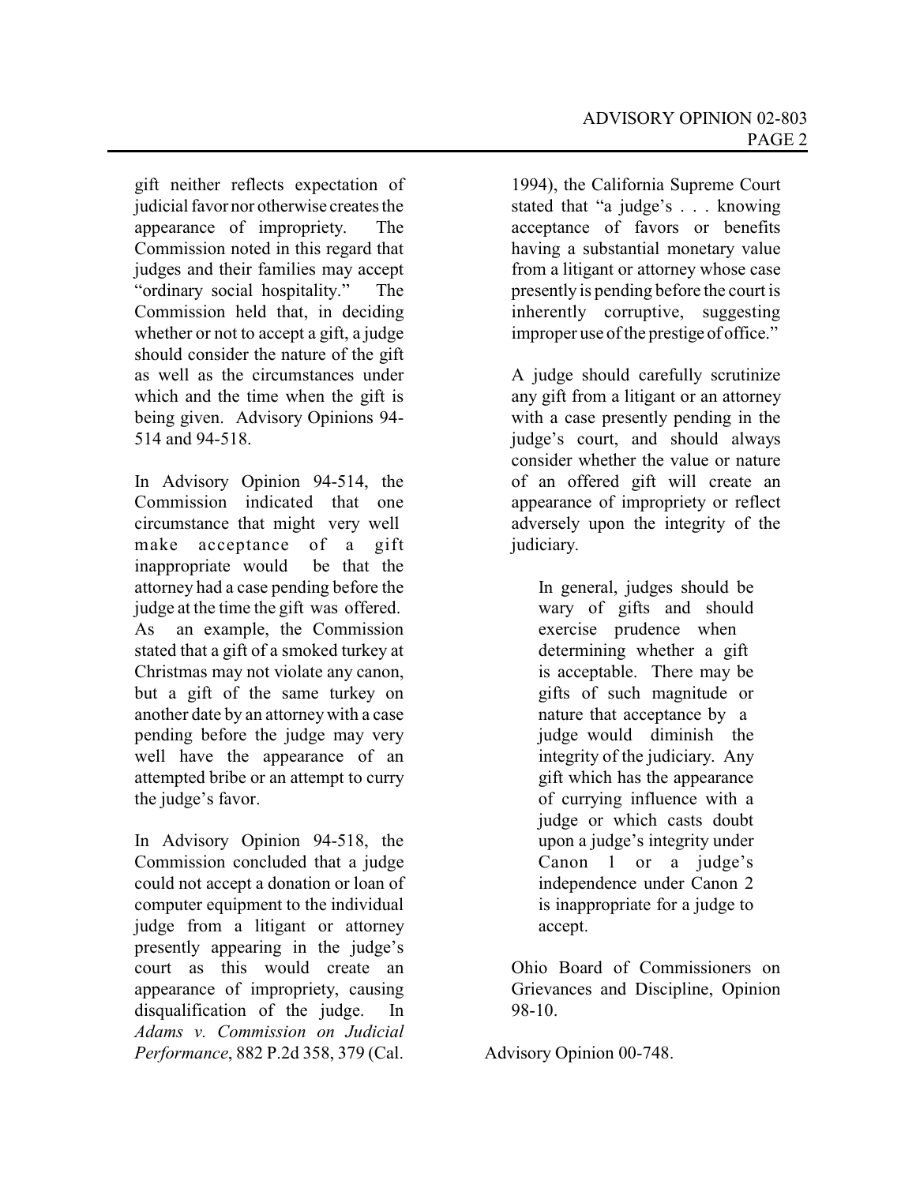gift neither reflects expectation of judicial favor nor otherwise creates the appearance of impropriety. The Commission noted in this regard that judges and their families may accept "ordinary social hospitality." The Commission held that, in deciding whether or not to accept a gift, a judge should consider the nature of the gift as well as the circumstances under which and the time when the gift is being given. Advisory Opinions 94-514 and 94-518.

In Advisory Opinion 94-514, the Commission indicated that one circumstance that might very well make acceptance of a gift inappropriate would be that the attorney had a case pending before the judge at the time the gift was offered. As an example, the Commission stated that a gift of a smoked turkey at Christmas may not violate any canon, but a gift of the same turkey on another date by an attorney with a case pending before the judge may very well have the appearance of an attempted bribe or an attempt to curry the judge's favor.

In Advisory Opinion 94-518, the Commission concluded that a judge could not accept a donation or loan of computer equipment to the individual judge from a litigant or attorney presently appearing in the judge's court as this would create an appearance of impropriety, causing disqualification of the judge. In *Adams v. Commission on Judicial Performance*, 882 P.2d 358, 379 (Cal. 1994), the California Supreme Court stated that "a judge's . . . knowing acceptance of favors or benefits having a substantial monetary value from a litigant or attorney whose case presently is pending before the court is inherently corruptive, suggesting improper use of the prestige of office."

A judge should carefully scrutinize any gift from a litigant or an attorney with a case presently pending in the judge's court, and should always consider whether the value or nature of an offered gift will create an appearance of impropriety or reflect adversely upon the integrity of the judiciary.

> In general, judges should be wary of gifts and should exercise prudence when determining whether a gift is acceptable. There may be gifts of such magnitude or nature that acceptance by a judge would diminish the integrity of the judiciary. Any gift which has the appearance of currying influence with a judge or which casts doubt upon a judge's integrity under Canon 1 or a judge's independence under Canon 2 is inappropriate for a judge to accept.

Ohio Board of Commissioners on Grievances and Discipline, Opinion 98-10.

Advisory Opinion 00-748.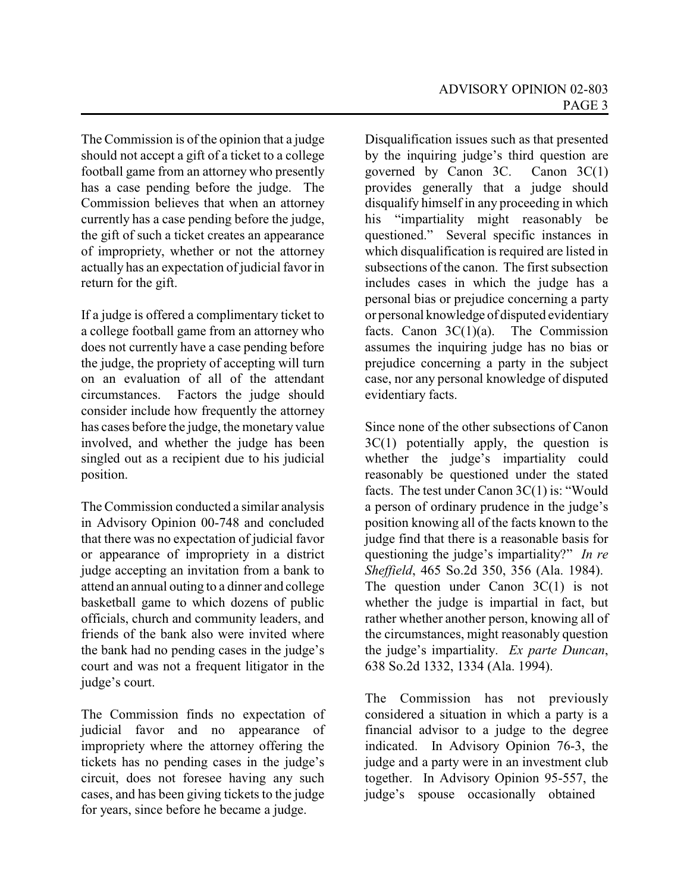The Commission is of the opinion that a judge should not accept a gift of a ticket to a college football game from an attorney who presently has a case pending before the judge. The Commission believes that when an attorney currently has a case pending before the judge, the gift of such a ticket creates an appearance of impropriety, whether or not the attorney actually has an expectation of judicial favor in return for the gift.

If a judge is offered a complimentary ticket to a college football game from an attorney who does not currently have a case pending before the judge, the propriety of accepting will turn on an evaluation of all of the attendant circumstances. Factors the judge should consider include how frequently the attorney has cases before the judge, the monetary value involved, and whether the judge has been singled out as a recipient due to his judicial position.

The Commission conducted a similar analysis in Advisory Opinion 00-748 and concluded that there was no expectation of judicial favor or appearance of impropriety in a district judge accepting an invitation from a bank to attend an annual outing to a dinner and college basketball game to which dozens of public officials, church and community leaders, and friends of the bank also were invited where the bank had no pending cases in the judge's court and was not a frequent litigator in the judge's court.

The Commission finds no expectation of judicial favor and no appearance of impropriety where the attorney offering the tickets has no pending cases in the judge's circuit, does not foresee having any such cases, and has been giving tickets to the judge for years, since before he became a judge.

Disqualification issues such as that presented by the inquiring judge's third question are governed by Canon 3C. Canon 3C(1) provides generally that a judge should disqualify himself in any proceeding in which his "impartiality might reasonably be questioned." Several specific instances in which disqualification is required are listed in subsections of the canon. The first subsection includes cases in which the judge has a personal bias or prejudice concerning a party or personal knowledge of disputed evidentiary facts. Canon 3C(1)(a). The Commission assumes the inquiring judge has no bias or prejudice concerning a party in the subject case, nor any personal knowledge of disputed evidentiary facts.

Since none of the other subsections of Canon 3C(1) potentially apply, the question is whether the judge's impartiality could reasonably be questioned under the stated facts. The test under Canon 3C(1) is: "Would a person of ordinary prudence in the judge's position knowing all of the facts known to the judge find that there is a reasonable basis for questioning the judge's impartiality?" *In re Sheffield*, 465 So.2d 350, 356 (Ala. 1984). The question under Canon 3C(1) is not whether the judge is impartial in fact, but rather whether another person, knowing all of the circumstances, might reasonably question the judge's impartiality. *Ex parte Duncan*, 638 So.2d 1332, 1334 (Ala. 1994).

The Commission has not previously considered a situation in which a party is a financial advisor to a judge to the degree indicated. In Advisory Opinion 76-3, the judge and a party were in an investment club together. In Advisory Opinion 95-557, the judge's spouse occasionally obtained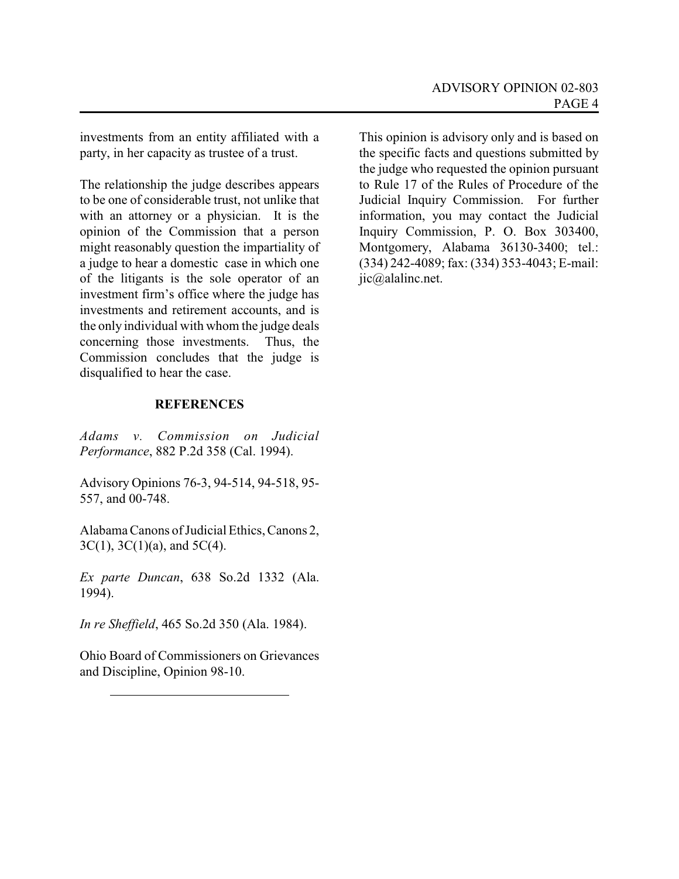investments from an entity affiliated with a party, in her capacity as trustee of a trust.

The relationship the judge describes appears to be one of considerable trust, not unlike that with an attorney or a physician. It is the opinion of the Commission that a person might reasonably question the impartiality of a judge to hear a domestic case in which one of the litigants is the sole operator of an investment firm's office where the judge has investments and retirement accounts, and is the only individual with whom the judge deals concerning those investments. Thus, the Commission concludes that the judge is disqualified to hear the case.

## REFERENCES

*Adams v. Commission on Judicial Performance*, 882 P.2d 358 (Cal. 1994).

Advisory Opinions 76-3, 94-514, 94-518, 95-557, and 00-748.

Alabama Canons of Judicial Ethics, Canons 2, 3C(1), 3C(1)(a), and 5C(4).

*Ex parte Duncan*, 638 So.2d 1332 (Ala. 1994).

*In re Sheffield*, 465 So.2d 350 (Ala. 1984).

Ohio Board of Commissioners on Grievances and Discipline, Opinion 98-10.

---

This opinion is advisory only and is based on the specific facts and questions submitted by the judge who requested the opinion pursuant to Rule 17 of the Rules of Procedure of the Judicial Inquiry Commission. For further information, you may contact the Judicial Inquiry Commission, P. O. Box 303400, Montgomery, Alabama 36130-3400; tel.: (334) 242-4089; fax: (334) 353-4043; E-mail: jic@alalinc.net.